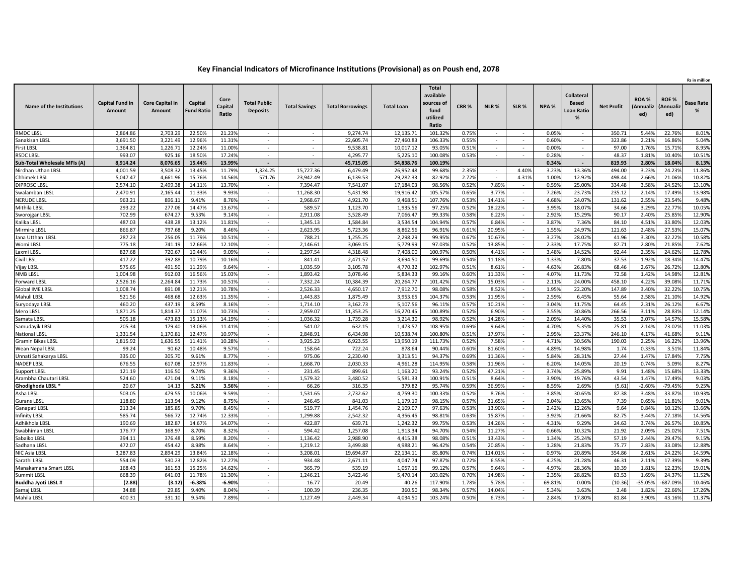# Key Financial Indicators of Microfinance Institutions (Provisional) as on Poush end, 2078

Rs in million

| Name of the Institutions | Capital Fund in Amount | Core Capital in Amount | Capital Fund Ratio | Core Capital Ratio | Total Public Deposits | Total Savings | Total Borrowings | Total Loan | Total available sources of fund utilized Ratio | CRR % | NLR % | SLR % | NPA % | Collateral Based Loan Ratio % | Net Profit | ROA % (Annualized) | ROE % (Annualized) | Base Rate % |
|---|---|---|---|---|---|---|---|---|---|---|---|---|---|---|---|---|---|---|
| RMDC LBSL | 2,864.86 | 2,703.29 | 22.50% | 21.23% | - | - | 9,274.74 | 12,135.71 | 101.32% | 0.75% | - | - | 0.05% | - | 350.71 | 5.44% | 22.76% | 8.01% |
| Sanakisan LBSL | 3,691.50 | 3,221.49 | 12.96% | 11.31% | - | - | 22,605.74 | 27,460.83 | 106.33% | 0.55% | - | - | 0.60% | - | 323.86 | 2.21% | 16.86% | 5.04% |
| First LBSL | 1,364.81 | 1,226.71 | 12.24% | 11.00% | - | - | 9,538.81 | 10,017.12 | 93.05% | 0.51% | - | - | 0.00% | - | 97.00 | 1.76% | 15.71% | 8.95% |
| RSDC LBSL | 993.07 | 925.16 | 18.50% | 17.24% | - | - | 4,295.77 | 5,225.10 | 100.08% | 0.53% | - | - | 0.28% | - | 48.37 | 1.81% | 10.40% | 10.51% |
| **Sub-Total Wholesale MFIs (A)** | **8,914.24** | **8,076.65** | **15.44%** | **13.99%** | **-** | **-** | **45,715.05** | **54,838.76** | **100.19%** | | | | **0.34%** | **-** | **819.93** | **2.80%** | **18.04%** | **8.13%** |
| Nirdhan Uthan LBSL | 4,001.59 | 3,508.32 | 13.45% | 11.79% | 1,324.25 | 15,727.36 | 6,479.49 | 26,952.48 | 99.68% | 2.35% | - | 4.40% | 3.23% | 13.36% | 494.00 | 3.23% | 24.23% | 11.86% |
| Chhimek LBSL | 5,047.47 | 4,661.96 | 15.76% | 14.56% | 571.76 | 23,942.49 | 6,139.53 | 29,282.33 | 82.92% | 2.72% | - | 4.31% | 1.00% | 12.92% | 498.44 | 2.66% | 21.06% | 10.82% |
| DIPROSC LBSL | 2,574.10 | 2,499.38 | 14.11% | 13.70% | - | 7,394.47 | 7,541.07 | 17,184.03 | 98.56% | 0.52% | 7.89% | - | 0.59% | 25.00% | 334.48 | 3.58% | 24.52% | 13.10% |
| Swalamban LBSL | 2,470.91 | 2,165.44 | 11.33% | 9.93% | - | 11,268.30 | 5,431.98 | 19,916.42 | 105.57% | 0.65% | 3.77% | - | 7.26% | 23.73% | 235.12 | 2.14% | 17.49% | 13.98% |
| NERUDE LBSL | 963.21 | 896.11 | 9.41% | 8.76% | - | 2,968.67 | 4,921.70 | 9,468.51 | 107.76% | 0.53% | 14.41% | - | 4.68% | 24.07% | 131.62 | 2.55% | 23.54% | 9.48% |
| Mithila LBSL | 293.22 | 277.06 | 14.47% | 13.67% | - | 589.57 | 1,123.70 | 1,935.56 | 97.25% | 0.52% | 18.22% | - | 3.95% | 18.07% | 34.66 | 3.29% | 22.77% | 10.05% |
| Sworojgar LBSL | 702.99 | 674.27 | 9.53% | 9.14% | - | 2,911.08 | 3,528.49 | 7,066.47 | 99.33% | 0.58% | 6.22% | - | 2.92% | 15.29% | 90.17 | 2.40% | 25.85% | 12.90% |
| Kalika LBSL | 487.03 | 438.28 | 13.12% | 11.81% | - | 1,345.13 | 1,584.84 | 3,534.54 | 104.94% | 0.57% | 6.84% | - | 3.87% | 7.36% | 84.10 | 4.51% | 33.80% | 12.03% |
| Mirmire LBSL | 866.87 | 797.68 | 9.20% | 8.46% | - | 2,623.95 | 5,723.36 | 8,862.56 | 96.91% | 0.61% | 20.95% | - | 1.55% | 24.97% | 121.63 | 2.48% | 27.53% | 15.07% |
| Jana Utthan LBSL | 287.23 | 256.05 | 11.79% | 10.51% | - | 788.21 | 1,255.25 | 2,298.29 | 99.95% | 0.67% | 10.67% | - | 3.27% | 28.02% | 41.96 | 3.30% | 32.22% | 10.58% |
| Womi LBSL | 775.18 | 741.19 | 12.66% | 12.10% | - | 2,146.61 | 3,069.15 | 5,779.99 | 97.03% | 0.52% | 13.85% | - | 2.33% | 17.75% | 87.71 | 2.80% | 21.85% | 7.62% |
| Laxmi LBSL | 827.68 | 720.67 | 10.44% | 9.09% | - | 2,297.54 | 4,318.48 | 7,408.00 | 100.97% | 0.50% | 4.41% | - | 3.48% | 14.52% | 92.44 | 2.35% | 24.62% | 12.78% |
| Civil LBSL | 417.22 | 392.88 | 10.79% | 10.16% | - | 841.41 | 2,471.57 | 3,694.50 | 99.69% | 0.54% | 11.18% | - | 1.33% | 7.80% | 37.53 | 1.92% | 18.34% | 14.47% |
| Vijay LBSL | 575.65 | 491.50 | 11.29% | 9.64% | - | 1,035.59 | 3,105.78 | 4,770.32 | 102.97% | 0.51% | 8.61% | - | 4.63% | 26.83% | 68.46 | 2.67% | 26.72% | 12.80% |
| NMB LBSL | 1,004.98 | 912.03 | 16.56% | 15.03% | - | 1,893.42 | 3,078.46 | 5,834.33 | 99.16% | 0.60% | 11.33% | - | 4.07% | 11.73% | 72.58 | 1.42% | 14.98% | 12.81% |
| Forward LBSL | 2,526.16 | 2,264.84 | 11.73% | 10.51% | - | 7,332.24 | 10,384.39 | 20,264.77 | 101.42% | 0.52% | 15.03% | - | 2.11% | 24.00% | 458.10 | 4.22% | 39.08% | 11.71% |
| Global IME LBSL | 1,008.74 | 891.08 | 12.21% | 10.78% | - | 2,526.33 | 4,650.17 | 7,912.70 | 98.08% | 0.58% | 8.52% | - | 1.95% | 22.20% | 147.89 | 3.40% | 32.22% | 10.75% |
| Mahuli LBSL | 521.56 | 468.68 | 12.63% | 11.35% | - | 1,443.83 | 1,875.49 | 3,953.65 | 104.37% | 0.53% | 11.95% | - | 2.59% | 6.45% | 55.64 | 2.58% | 21.10% | 14.92% |
| Suryodaya LBSL | 460.20 | 437.19 | 8.59% | 8.16% | - | 1,714.10 | 3,162.73 | 5,107.56 | 96.11% | 0.57% | 10.21% | - | 3.04% | 11.75% | 64.45 | 2.31% | 26.12% | 6.67% |
| Mero LBSL | 1,871.25 | 1,814.37 | 11.07% | 10.73% | - | 2,959.07 | 11,353.25 | 16,270.45 | 100.89% | 0.52% | 6.90% | - | 3.55% | 30.86% | 266.56 | 3.11% | 28.83% | 12.14% |
| Samata LBSL | 505.18 | 473.83 | 15.13% | 14.19% | - | 1,036.32 | 1,739.28 | 3,214.30 | 98.92% | 0.52% | 14.28% | - | 2.09% | 14.40% | 35.53 | 2.07% | 14.57% | 15.58% |
| Samudayik LBSL | 205.34 | 179.40 | 13.06% | 11.41% | - | 541.02 | 632.15 | 1,473.57 | 108.95% | 0.69% | 9.64% | - | 4.70% | 5.35% | 25.81 | 2.14% | 23.02% | 11.03% |
| National LBSL | 1,331.54 | 1,170.81 | 12.47% | 10.97% | - | 2,848.91 | 6,434.98 | 10,538.74 | 100.80% | 0.51% | 17.97% | - | 2.95% | 23.37% | 246.10 | 4.17% | 41.68% | 9.11% |
| Gramin Bikas LBSL | 1,815.92 | 1,636.55 | 11.41% | 10.28% | - | 3,925.23 | 6,923.55 | 13,950.19 | 111.73% | 0.52% | 7.58% | - | 4.71% | 30.56% | 190.03 | 2.25% | 16.22% | 13.96% |
| Wean Nepal LBSL | 99.24 | 90.62 | 10.48% | 9.57% | - | 158.64 | 722.24 | 878.64 | 90.44% | 0.60% | 81.60% | - | 4.89% | 14.98% | 1.74 | 0.33% | 3.51% | 11.84% |
| Unnati Sahakarya LBSL | 335.00 | 305.70 | 9.61% | 8.77% | - | 975.06 | 2,230.40 | 3,313.51 | 94.37% | 0.69% | 11.36% | - | 5.84% | 28.31% | 27.44 | 1.47% | 17.84% | 7.75% |
| NADEP LBSL | 676.55 | 617.08 | 12.97% | 11.83% | - | 1,668.70 | 2,030.33 | 4,961.28 | 114.95% | 0.58% | 11.96% | - | 6.20% | 14.05% | 20.19 | 0.74% | 5.09% | 8.27% |
| Support LBSL | 121.19 | 116.50 | 9.74% | 9.36% | - | 231.45 | 899.61 | 1,163.20 | 93.24% | 0.52% | 47.21% | - | 3.74% | 25.89% | 9.91 | 1.48% | 15.68% | 13.33% |
| Arambha Chautari LBSL | 524.60 | 471.04 | 9.11% | 8.18% | - | 1,579.32 | 3,480.52 | 5,581.33 | 100.91% | 0.51% | 8.64% | - | 3.90% | 19.76% | 43.54 | 1.47% | 17.49% | 9.03% |
| **Ghodighoda LBSL *** | 20.67 | 14.13 | **5.21%** | **3.56%** | - | 66.26 | 316.35 | 379.82 | 95.74% | 0.59% | 36.99% | - | 8.59% | 2.69% | (5.61) | -2.60% | -79.45% | 9.25% |
| Asha LBSL | 503.05 | 479.55 | 10.06% | 9.59% | - | 1,531.65 | 2,732.62 | 4,759.30 | 100.33% | 0.52% | 8.76% | - | 3.85% | 30.65% | 87.38 | 3.48% | 33.87% | 10.93% |
| Gurans LBSL | 118.80 | 113.94 | 9.12% | 8.75% | - | 246.45 | 841.03 | 1,179.19 | 98.15% | 0.57% | 31.65% | - | 3.04% | 13.65% | 7.39 | 0.65% | 11.81% | 9.01% |
| Ganapati LBSL | 213.34 | 185.85 | 9.70% | 8.45% | - | 519.77 | 1,454.76 | 2,109.07 | 97.63% | 0.53% | 13.90% | - | 2.42% | 12.26% | 9.64 | 0.84% | 10.12% | 13.66% |
| Infinity LBSL | 585.74 | 566.72 | 12.74% | 12.33% | - | 1,299.88 | 2,542.32 | 4,356.45 | 98.81% | 0.63% | 15.87% | - | 3.92% | 21.66% | 82.75 | 3.44% | 27.18% | 14.56% |
| Adhikhola LBSL | 190.69 | 182.87 | 14.67% | 14.07% | - | 422.87 | 639.71 | 1,242.32 | 99.75% | 0.53% | 14.26% | - | 4.31% | 9.29% | 24.63 | 3.74% | 26.57% | 10.85% |
| Swabhiman LBSL | 176.77 | 168.97 | 8.70% | 8.32% | - | 594.42 | 1,257.08 | 1,913.34 | 94.70% | 0.54% | 11.27% | - | 0.66% | 10.32% | 21.92 | 2.09% | 25.02% | 7.51% |
| Sabaiko LBSL | 394.11 | 376.48 | 8.59% | 8.20% | - | 1,136.42 | 2,988.90 | 4,415.38 | 98.08% | 0.51% | 13.43% | - | 1.34% | 25.24% | 57.19 | 2.44% | 29.47% | 9.15% |
| Sadhana LBSL | 472.07 | 454.42 | 8.98% | 8.64% | - | 1,219.12 | 3,499.88 | 4,988.21 | 96.42% | 0.54% | 20.85% | - | 1.28% | 21.83% | 75.77 | 2.83% | 33.08% | 12.88% |
| NIC Asia LBSL | 3,287.83 | 2,894.29 | 13.84% | 12.18% | - | 3,208.01 | 19,694.87 | 22,134.11 | 85.80% | 0.74% | 114.01% | - | 0.97% | 20.89% | 354.86 | 2.61% | 24.22% | 14.59% |
| Sarathi LBSL | 554.09 | 530.23 | 12.82% | 12.27% | - | 934.48 | 2,671.11 | 4,047.74 | 97.87% | 0.72% | 6.55% | - | 4.25% | 21.28% | 46.31 | 2.11% | 17.39% | 9.39% |
| Manakamana Smart LBSL | 168.43 | 161.53 | 15.25% | 14.62% | - | 365.79 | 539.19 | 1,057.16 | 99.12% | 0.57% | 9.64% | - | 4.97% | 28.36% | 10.39 | 1.81% | 12.23% | 19.01% |
| Summit LBSL | 668.39 | 641.03 | 11.78% | 11.30% | - | 1,246.21 | 3,422.46 | 5,470.14 | 103.02% | 0.70% | 14.98% | - | 2.35% | 28.82% | 83.53 | 1.69% | 24.37% | 11.52% |
| **Buddha Jyoti LBSL #** | **(2.88)** | **(3.12)** | **-6.38%** | **-6.90%** | - | 16.77 | 20.49 | 40.26 | 117.90% | 1.78% | 5.78% | - | 69.81% | 0.00% | (10.36) | -35.05% | -687.09% | 10.46% |
| Samaj LBSL | 34.88 | 29.85 | 9.40% | 8.04% | - | 100.39 | 236.35 | 360.50 | 98.34% | 0.57% | 14.04% | - | 5.34% | 3.63% | 3.48 | 1.82% | 22.66% | 17.26% |
| Mahila LBSL | 400.31 | 331.10 | 9.54% | 7.89% | - | 1,127.49 | 2,449.34 | 4,034.50 | 103.24% | 0.50% | 6.73% | - | 2.84% | 17.80% | 81.84 | 3.90% | 43.16% | 11.37% |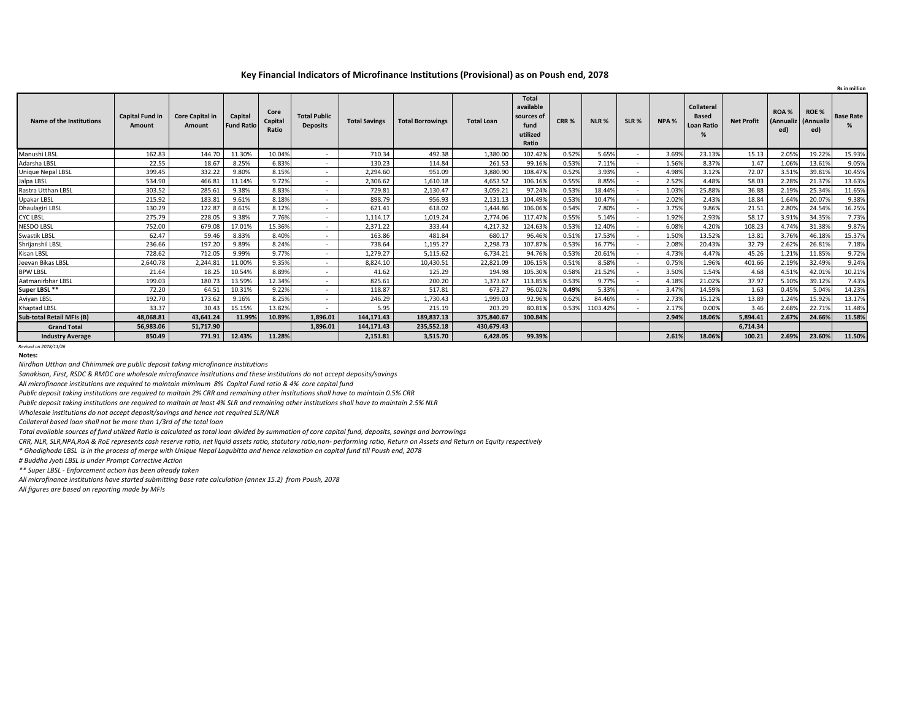## Key Financial Indicators of Microfinance Institutions (Provisional) as on Poush end, 2078

Rs in million

| Name of the Institutions | Capital Fund in Amount | Core Capital in Amount | Capital Fund Ratio | Core Capital Ratio | Total Public Deposits | Total Savings | Total Borrowings | Total Loan | Total available sources of fund utilized Ratio | CRR % | NLR % | SLR % | NPA % | Collateral Based Loan Ratio % | Net Profit | ROA % (Annualized) | ROE % (Annualized) | Base Rate % |
|---|---|---|---|---|---|---|---|---|---|---|---|---|---|---|---|---|---|---|
| Manushi LBSL | 162.83 | 144.70 | 11.30% | 10.04% | - | 710.34 | 492.38 | 1,380.00 | 102.42% | 0.52% | 5.65% | - | 3.69% | 23.13% | 15.13 | 2.05% | 19.22% | 15.93% |
| Adarsha LBSL | 22.55 | 18.67 | 8.25% | 6.83% | - | 130.23 | 114.84 | 261.53 | 99.16% | 0.53% | 7.11% | - | 1.56% | 8.37% | 1.47 | 1.06% | 13.61% | 9.05% |
| Unique Nepal LBSL | 399.45 | 332.22 | 9.80% | 8.15% | - | 2,294.60 | 951.09 | 3,880.90 | 108.47% | 0.52% | 3.93% | - | 4.98% | 3.12% | 72.07 | 3.51% | 39.81% | 10.45% |
| Jalpa LBSL | 534.90 | 466.81 | 11.14% | 9.72% | - | 2,306.62 | 1,610.18 | 4,653.52 | 106.16% | 0.55% | 8.85% | - | 2.52% | 4.48% | 58.03 | 2.28% | 21.37% | 13.63% |
| Rastra Utthan LBSL | 303.52 | 285.61 | 9.38% | 8.83% | - | 729.81 | 2,130.47 | 3,059.21 | 97.24% | 0.53% | 18.44% | - | 1.03% | 25.88% | 36.88 | 2.19% | 25.34% | 11.65% |
| Upakar LBSL | 215.92 | 183.81 | 9.61% | 8.18% | - | 898.79 | 956.93 | 2,131.13 | 104.49% | 0.53% | 10.47% | - | 2.02% | 2.43% | 18.84 | 1.64% | 20.07% | 9.38% |
| Dhaulagiri LBSL | 130.29 | 122.87 | 8.61% | 8.12% | - | 621.41 | 618.02 | 1,444.86 | 106.06% | 0.54% | 7.80% | - | 3.75% | 9.86% | 21.51 | 2.80% | 24.54% | 16.25% |
| CYC LBSL | 275.79 | 228.05 | 9.38% | 7.76% | - | 1,114.17 | 1,019.24 | 2,774.06 | 117.47% | 0.55% | 5.14% | - | 1.92% | 2.93% | 58.17 | 3.91% | 34.35% | 7.73% |
| NESDO LBSL | 752.00 | 679.08 | 17.01% | 15.36% | - | 2,371.22 | 333.44 | 4,217.32 | 124.63% | 0.53% | 12.40% | - | 6.08% | 4.20% | 108.23 | 4.74% | 31.38% | 9.87% |
| Swastik LBSL | 62.47 | 59.46 | 8.83% | 8.40% | - | 163.86 | 481.84 | 680.17 | 96.46% | 0.51% | 17.53% | - | 1.50% | 13.52% | 13.81 | 3.76% | 46.18% | 15.37% |
| Shrijanshil LBSL | 236.66 | 197.20 | 9.89% | 8.24% | - | 738.64 | 1,195.27 | 2,298.73 | 107.87% | 0.53% | 16.77% | - | 2.08% | 20.43% | 32.79 | 2.62% | 26.81% | 7.18% |
| Kisan LBSL | 728.62 | 712.05 | 9.99% | 9.77% | - | 1,279.27 | 5,115.62 | 6,734.21 | 94.76% | 0.53% | 20.61% | - | 4.73% | 4.47% | 45.26 | 1.21% | 11.85% | 9.72% |
| Jeevan Bikas LBSL | 2,640.78 | 2,244.81 | 11.00% | 9.35% | - | 8,824.10 | 10,430.51 | 22,821.09 | 106.15% | 0.51% | 8.58% | - | 0.75% | 1.96% | 401.66 | 2.19% | 32.49% | 9.24% |
| BPW LBSL | 21.64 | 18.25 | 10.54% | 8.89% | - | 41.62 | 125.29 | 194.98 | 105.30% | 0.58% | 21.52% | - | 3.50% | 1.54% | 4.68 | 4.51% | 42.01% | 10.21% |
| Aatmanirbhar LBSL | 199.03 | 180.73 | 13.59% | 12.34% | - | 825.61 | 200.20 | 1,373.67 | 113.85% | 0.53% | 9.77% | - | 4.18% | 21.02% | 37.97 | 5.10% | 39.12% | 7.43% |
| **Super LBSL \*\*** | 72.20 | 64.51 | 10.31% | 9.22% | - | 118.87 | 517.81 | 673.27 | 96.02% | **0.49%** | 5.33% | - | 3.47% | 14.59% | 1.63 | 0.45% | 5.04% | 14.23% |
| Aviyan LBSL | 192.70 | 173.62 | 9.16% | 8.25% | - | 246.29 | 1,730.43 | 1,999.03 | 92.96% | 0.62% | 84.46% | - | 2.73% | 15.12% | 13.89 | 1.24% | 15.92% | 13.17% |
| Khaptad LBSL | 33.37 | 30.43 | 15.15% | 13.82% | - | 5.95 | 215.19 | 203.29 | 80.81% | 0.53% | 1103.42% | - | 2.17% | 0.00% | 3.46 | 2.68% | 22.71% | 11.48% |
| **Sub-total Retail MFIs (B)** | **48,068.81** | **43,641.24** | **11.99%** | **10.89%** | **1,896.01** | **144,171.43** | **189,837.13** | **375,840.67** | **100.84%** | | | | **2.94%** | **18.06%** | **5,894.41** | **2.67%** | **24.66%** | **11.58%** |
| **Grand Total** | **56,983.06** | **51,717.90** | | | **1,896.01** | **144,171.43** | **235,552.18** | **430,679.43** | | | | | | | **6,714.34** | | | |
| **Industry Average** | **850.49** | **771.91** | **12.43%** | **11.28%** | | **2,151.81** | **3,515.70** | **6,428.05** | **99.39%** | | | | **2.61%** | **18.06%** | **100.21** | **2.69%** | **23.60%** | **11.50%** |

*Revised on 2078/11/26*

**Notes:**

*Nirdhan Utthan and Chhimmek are public deposit taking microfinance institutions*

*Sanakisan, First, RSDC & RMDC are wholesale microfinance institutions and these institutions do not accept deposits/savings*

*All microfinance institutions are required to maintain miminum 8% Capital Fund ratio & 4% core capital fund*

*Public deposit taking institutions are required to maitain 2% CRR and remaining other institutions shall have to maintain 0.5% CRR*

*Public deposit taking institutions are required to maitain at least 4% SLR and remaining other institutions shall have to maintain 2.5% NLR*

*Wholesale institutions do not accept deposit/savings and hence not required SLR/NLR*

*Collateral based loan shall not be more than 1/3rd of the total loan*

*Total available sources of fund utilized Ratio is calculated as total loan divided by summation of core capital fund, deposits, savings and borrowings*

*CRR, NLR, SLR,NPA,RoA & RoE represents cash reserve ratio, net liquid assets ratio, statutory ratio,non- performing ratio, Return on Assets and Return on Equity respectively*

*\* Ghodighoda LBSL is in the process of merge with Unique Nepal Lagubitta and hence relaxation on capital fund till Poush end, 2078*

*# Buddha Jyoti LBSL is under Prompt Corrective Action*

*\*\* Super LBSL - Enforcement action has been already taken*

*All microfinance institutions have started submitting base rate calculation (annex 15.2) from Poush, 2078*

*All figures are based on reporting made by MFIs*